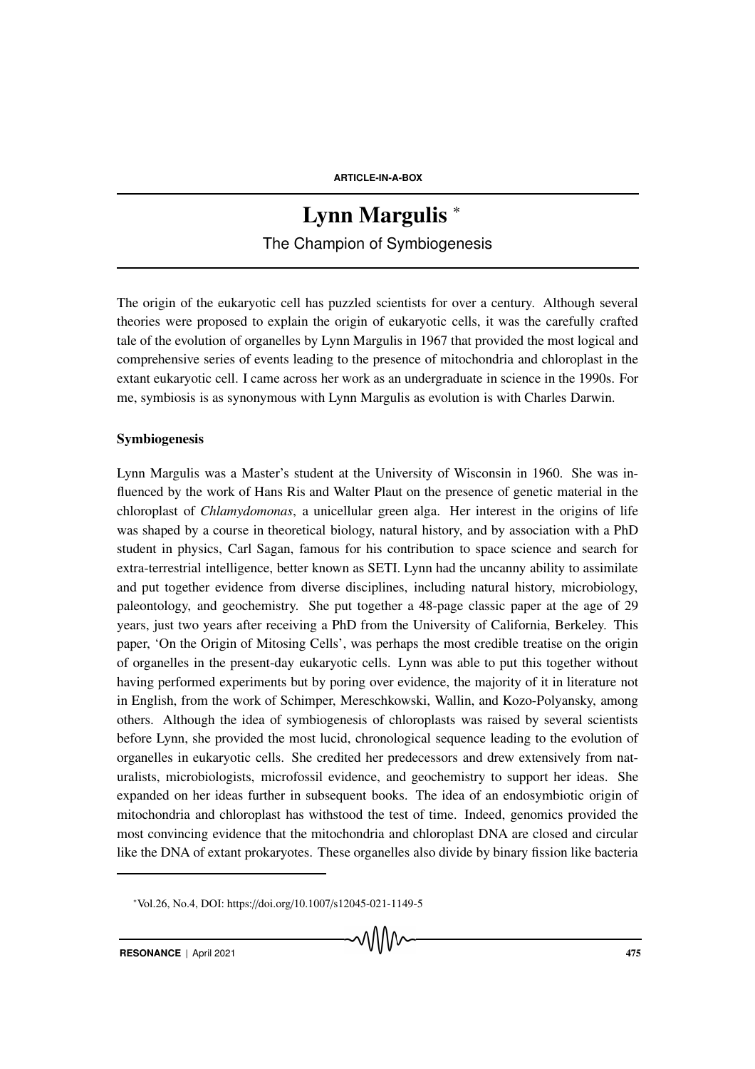ARTICLE-IN-A-BOX

# Lynn Margulis *

## The Champion of Symbiogenesis

The origin of the eukaryotic cell has puzzled scientists for over a century. Although several theories were proposed to explain the origin of eukaryotic cells, it was the carefully crafted tale of the evolution of organelles by Lynn Margulis in 1967 that provided the most logical and comprehensive series of events leading to the presence of mitochondria and chloroplast in the extant eukaryotic cell. I came across her work as an undergraduate in science in the 1990s. For me, symbiosis is as synonymous with Lynn Margulis as evolution is with Charles Darwin.

### Symbiogenesis

Lynn Margulis was a Master's student at the University of Wisconsin in 1960. She was influenced by the work of Hans Ris and Walter Plaut on the presence of genetic material in the chloroplast of *Chlamydomonas*, a unicellular green alga. Her interest in the origins of life was shaped by a course in theoretical biology, natural history, and by association with a PhD student in physics, Carl Sagan, famous for his contribution to space science and search for extra-terrestrial intelligence, better known as SETI. Lynn had the uncanny ability to assimilate and put together evidence from diverse disciplines, including natural history, microbiology, paleontology, and geochemistry. She put together a 48-page classic paper at the age of 29 years, just two years after receiving a PhD from the University of California, Berkeley. This paper, 'On the Origin of Mitosing Cells', was perhaps the most credible treatise on the origin of organelles in the present-day eukaryotic cells. Lynn was able to put this together without having performed experiments but by poring over evidence, the majority of it in literature not in English, from the work of Schimper, Mereschkowski, Wallin, and Kozo-Polyansky, among others. Although the idea of symbiogenesis of chloroplasts was raised by several scientists before Lynn, she provided the most lucid, chronological sequence leading to the evolution of organelles in eukaryotic cells. She credited her predecessors and drew extensively from naturalists, microbiologists, microfossil evidence, and geochemistry to support her ideas. She expanded on her ideas further in subsequent books. The idea of an endosymbiotic origin of mitochondria and chloroplast has withstood the test of time. Indeed, genomics provided the most convincing evidence that the mitochondria and chloroplast DNA are closed and circular like the DNA of extant prokaryotes. These organelles also divide by binary fission like bacteria

*Vol.26, No.4, DOI: https://doi.org/10.1007/s12045-021-1149-5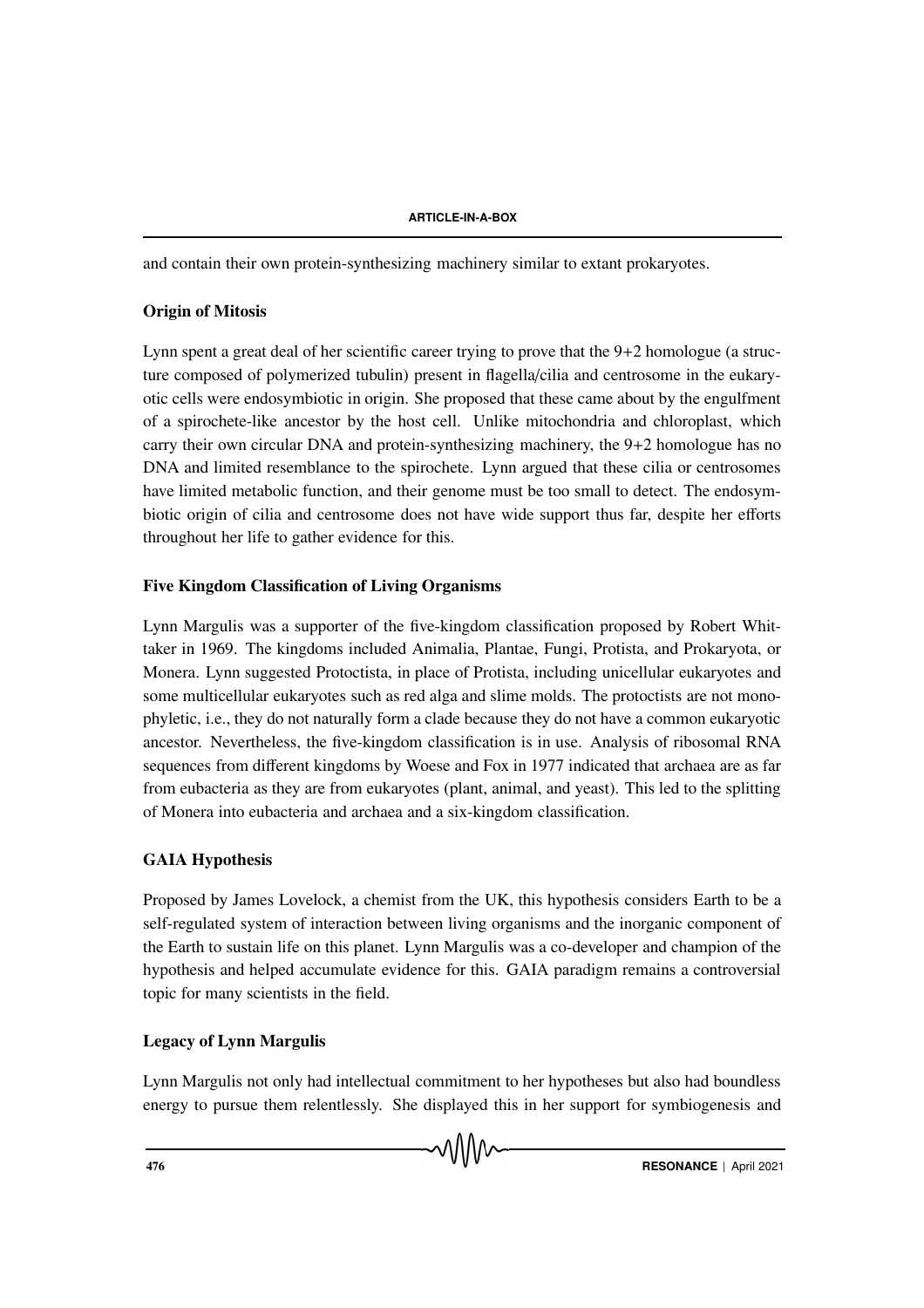and contain their own protein-synthesizing machinery similar to extant prokaryotes.

### Origin of Mitosis

Lynn spent a great deal of her scientific career trying to prove that the 9+2 homologue (a structure composed of polymerized tubulin) present in flagella/cilia and centrosome in the eukaryotic cells were endosymbiotic in origin. She proposed that these came about by the engulfment of a spirochete-like ancestor by the host cell. Unlike mitochondria and chloroplast, which carry their own circular DNA and protein-synthesizing machinery, the 9+2 homologue has no DNA and limited resemblance to the spirochete. Lynn argued that these cilia or centrosomes have limited metabolic function, and their genome must be too small to detect. The endosymbiotic origin of cilia and centrosome does not have wide support thus far, despite her efforts throughout her life to gather evidence for this.

### Five Kingdom Classification of Living Organisms

Lynn Margulis was a supporter of the five-kingdom classification proposed by Robert Whittaker in 1969. The kingdoms included Animalia, Plantae, Fungi, Protista, and Prokaryota, or Monera. Lynn suggested Protoctista, in place of Protista, including unicellular eukaryotes and some multicellular eukaryotes such as red alga and slime molds. The protoctists are not monophyletic, i.e., they do not naturally form a clade because they do not have a common eukaryotic ancestor. Nevertheless, the five-kingdom classification is in use. Analysis of ribosomal RNA sequences from different kingdoms by Woese and Fox in 1977 indicated that archaea are as far from eubacteria as they are from eukaryotes (plant, animal, and yeast). This led to the splitting of Monera into eubacteria and archaea and a six-kingdom classification.

### GAIA Hypothesis

Proposed by James Lovelock, a chemist from the UK, this hypothesis considers Earth to be a self-regulated system of interaction between living organisms and the inorganic component of the Earth to sustain life on this planet. Lynn Margulis was a co-developer and champion of the hypothesis and helped accumulate evidence for this. GAIA paradigm remains a controversial topic for many scientists in the field.

### Legacy of Lynn Margulis

Lynn Margulis not only had intellectual commitment to her hypotheses but also had boundless energy to pursue them relentlessly. She displayed this in her support for symbiogenesis and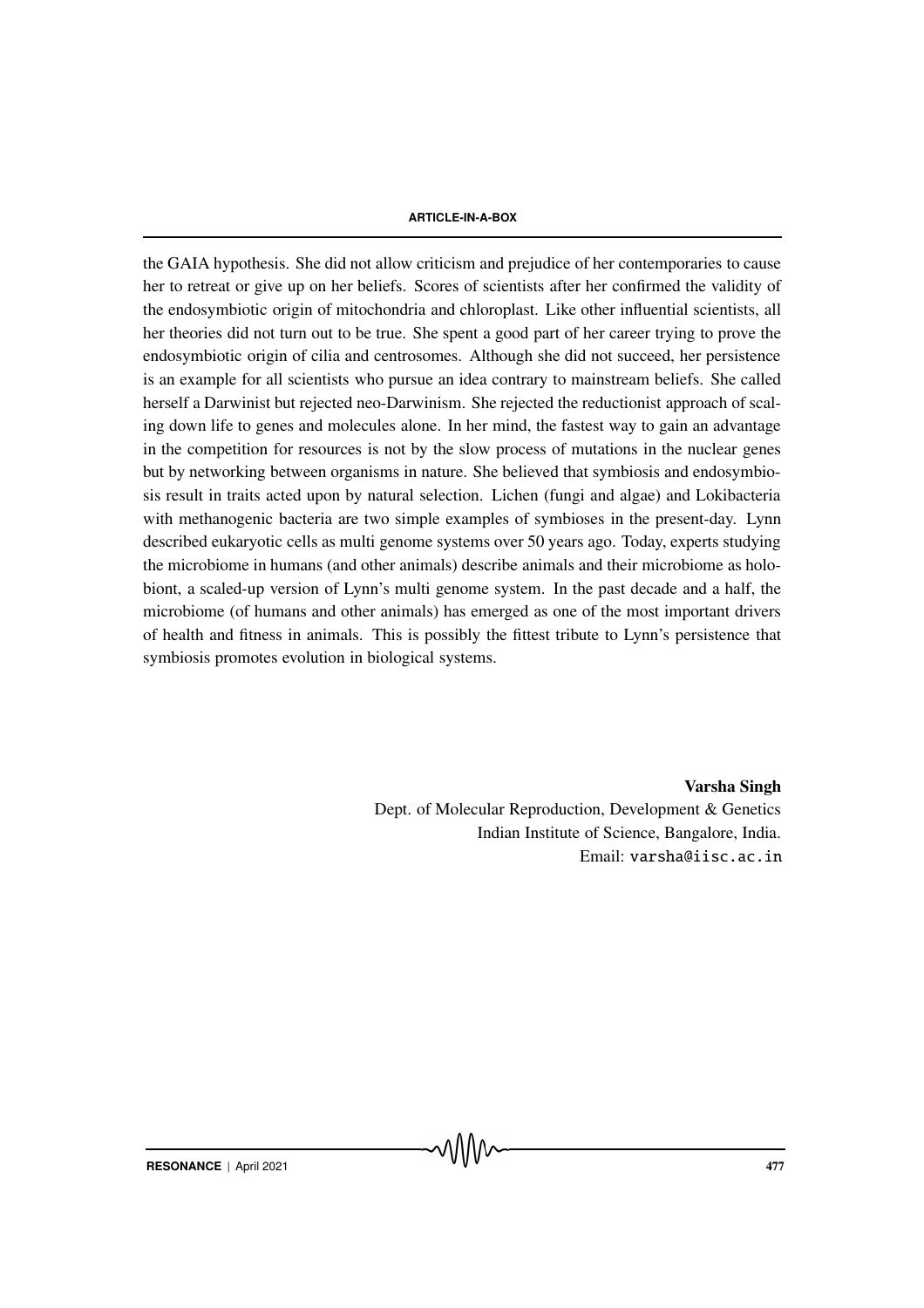the GAIA hypothesis. She did not allow criticism and prejudice of her contemporaries to cause her to retreat or give up on her beliefs. Scores of scientists after her confirmed the validity of the endosymbiotic origin of mitochondria and chloroplast. Like other influential scientists, all her theories did not turn out to be true. She spent a good part of her career trying to prove the endosymbiotic origin of cilia and centrosomes. Although she did not succeed, her persistence is an example for all scientists who pursue an idea contrary to mainstream beliefs. She called herself a Darwinist but rejected neo-Darwinism. She rejected the reductionist approach of scaling down life to genes and molecules alone. In her mind, the fastest way to gain an advantage in the competition for resources is not by the slow process of mutations in the nuclear genes but by networking between organisms in nature. She believed that symbiosis and endosymbiosis result in traits acted upon by natural selection. Lichen (fungi and algae) and Lokibacteria with methanogenic bacteria are two simple examples of symbioses in the present-day. Lynn described eukaryotic cells as multi genome systems over 50 years ago. Today, experts studying the microbiome in humans (and other animals) describe animals and their microbiome as holobiont, a scaled-up version of Lynn's multi genome system. In the past decade and a half, the microbiome (of humans and other animals) has emerged as one of the most important drivers of health and fitness in animals. This is possibly the fittest tribute to Lynn's persistence that symbiosis promotes evolution in biological systems.

**Varsha Singh**
Dept. of Molecular Reproduction, Development & Genetics
Indian Institute of Science, Bangalore, India.
Email: varsha@iisc.ac.in